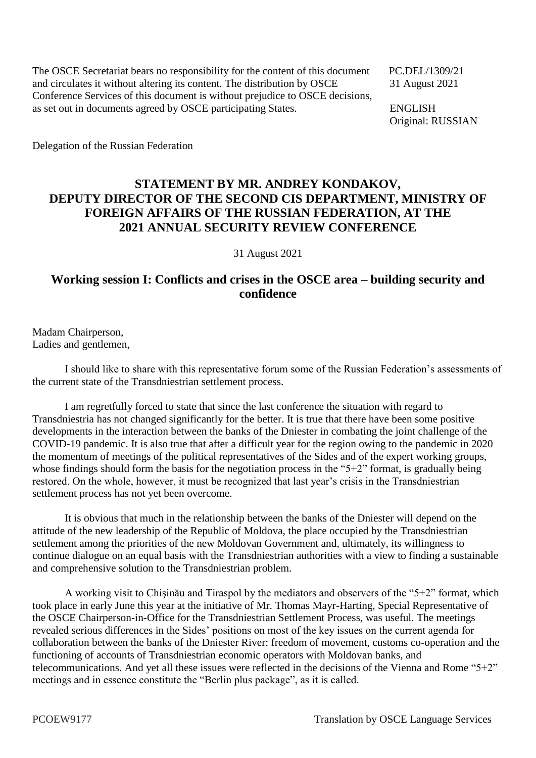The OSCE Secretariat bears no responsibility for the content of this document and circulates it without altering its content. The distribution by OSCE Conference Services of this document is without prejudice to OSCE decisions, as set out in documents agreed by OSCE participating States.

PC.DEL/1309/21
31 August 2021

ENGLISH
Original: RUSSIAN

Delegation of the Russian Federation

# STATEMENT BY MR. ANDREY KONDAKOV, DEPUTY DIRECTOR OF THE SECOND CIS DEPARTMENT, MINISTRY OF FOREIGN AFFAIRS OF THE RUSSIAN FEDERATION, AT THE 2021 ANNUAL SECURITY REVIEW CONFERENCE

31 August 2021

## Working session I: Conflicts and crises in the OSCE area – building security and confidence

Madam Chairperson,
Ladies and gentlemen,

I should like to share with this representative forum some of the Russian Federation's assessments of the current state of the Transdniestrian settlement process.

I am regretfully forced to state that since the last conference the situation with regard to Transdniestria has not changed significantly for the better. It is true that there have been some positive developments in the interaction between the banks of the Dniester in combating the joint challenge of the COVID-19 pandemic. It is also true that after a difficult year for the region owing to the pandemic in 2020 the momentum of meetings of the political representatives of the Sides and of the expert working groups, whose findings should form the basis for the negotiation process in the "5+2" format, is gradually being restored. On the whole, however, it must be recognized that last year's crisis in the Transdniestrian settlement process has not yet been overcome.

It is obvious that much in the relationship between the banks of the Dniester will depend on the attitude of the new leadership of the Republic of Moldova, the place occupied by the Transdniestrian settlement among the priorities of the new Moldovan Government and, ultimately, its willingness to continue dialogue on an equal basis with the Transdniestrian authorities with a view to finding a sustainable and comprehensive solution to the Transdniestrian problem.

A working visit to Chişinău and Tiraspol by the mediators and observers of the "5+2" format, which took place in early June this year at the initiative of Mr. Thomas Mayr-Harting, Special Representative of the OSCE Chairperson-in-Office for the Transdniestrian Settlement Process, was useful. The meetings revealed serious differences in the Sides' positions on most of the key issues on the current agenda for collaboration between the banks of the Dniester River: freedom of movement, customs co-operation and the functioning of accounts of Transdniestrian economic operators with Moldovan banks, and telecommunications. And yet all these issues were reflected in the decisions of the Vienna and Rome "5+2" meetings and in essence constitute the "Berlin plus package", as it is called.

PCOEW9177 Translation by OSCE Language Services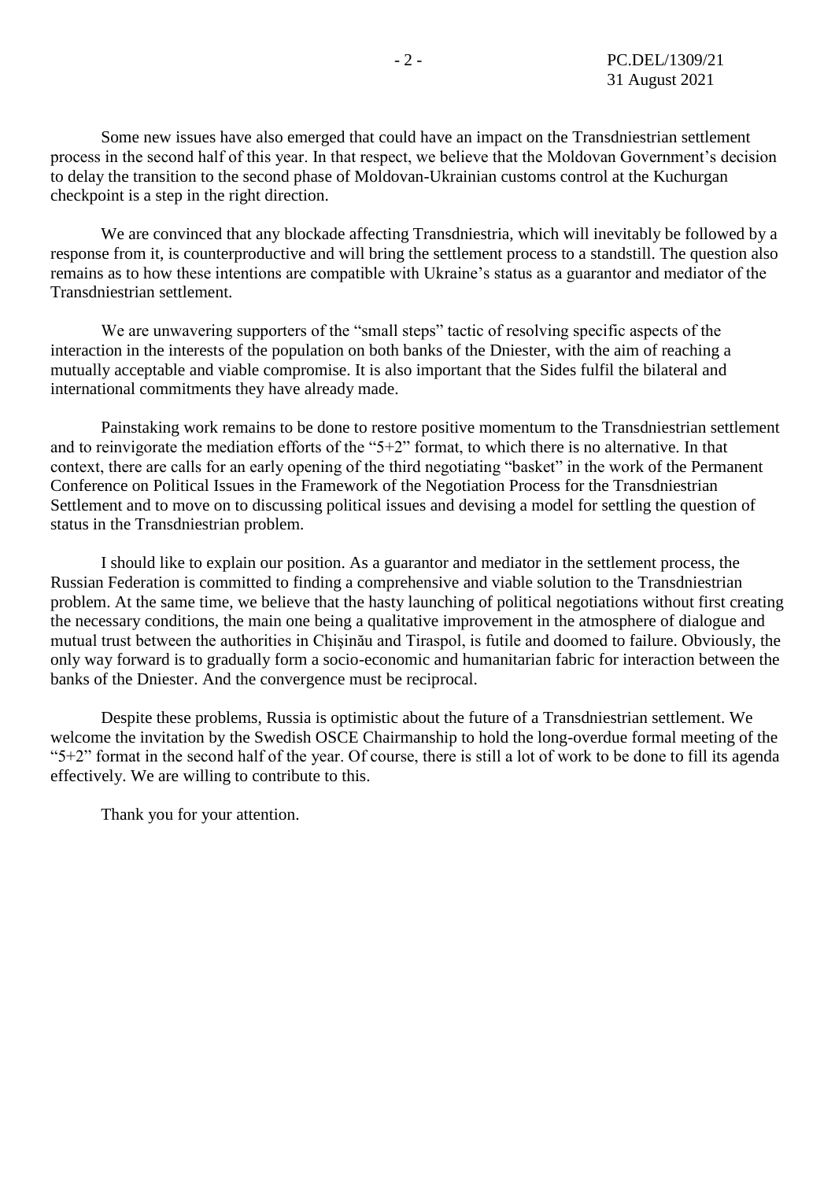Some new issues have also emerged that could have an impact on the Transdniestrian settlement process in the second half of this year. In that respect, we believe that the Moldovan Government's decision to delay the transition to the second phase of Moldovan-Ukrainian customs control at the Kuchurgan checkpoint is a step in the right direction.

We are convinced that any blockade affecting Transdniestria, which will inevitably be followed by a response from it, is counterproductive and will bring the settlement process to a standstill. The question also remains as to how these intentions are compatible with Ukraine's status as a guarantor and mediator of the Transdniestrian settlement.

We are unwavering supporters of the "small steps" tactic of resolving specific aspects of the interaction in the interests of the population on both banks of the Dniester, with the aim of reaching a mutually acceptable and viable compromise. It is also important that the Sides fulfil the bilateral and international commitments they have already made.

Painstaking work remains to be done to restore positive momentum to the Transdniestrian settlement and to reinvigorate the mediation efforts of the "5+2" format, to which there is no alternative. In that context, there are calls for an early opening of the third negotiating "basket" in the work of the Permanent Conference on Political Issues in the Framework of the Negotiation Process for the Transdniestrian Settlement and to move on to discussing political issues and devising a model for settling the question of status in the Transdniestrian problem.

I should like to explain our position. As a guarantor and mediator in the settlement process, the Russian Federation is committed to finding a comprehensive and viable solution to the Transdniestrian problem. At the same time, we believe that the hasty launching of political negotiations without first creating the necessary conditions, the main one being a qualitative improvement in the atmosphere of dialogue and mutual trust between the authorities in Chişinău and Tiraspol, is futile and doomed to failure. Obviously, the only way forward is to gradually form a socio-economic and humanitarian fabric for interaction between the banks of the Dniester. And the convergence must be reciprocal.

Despite these problems, Russia is optimistic about the future of a Transdniestrian settlement. We welcome the invitation by the Swedish OSCE Chairmanship to hold the long-overdue formal meeting of the "5+2" format in the second half of the year. Of course, there is still a lot of work to be done to fill its agenda effectively. We are willing to contribute to this.

Thank you for your attention.